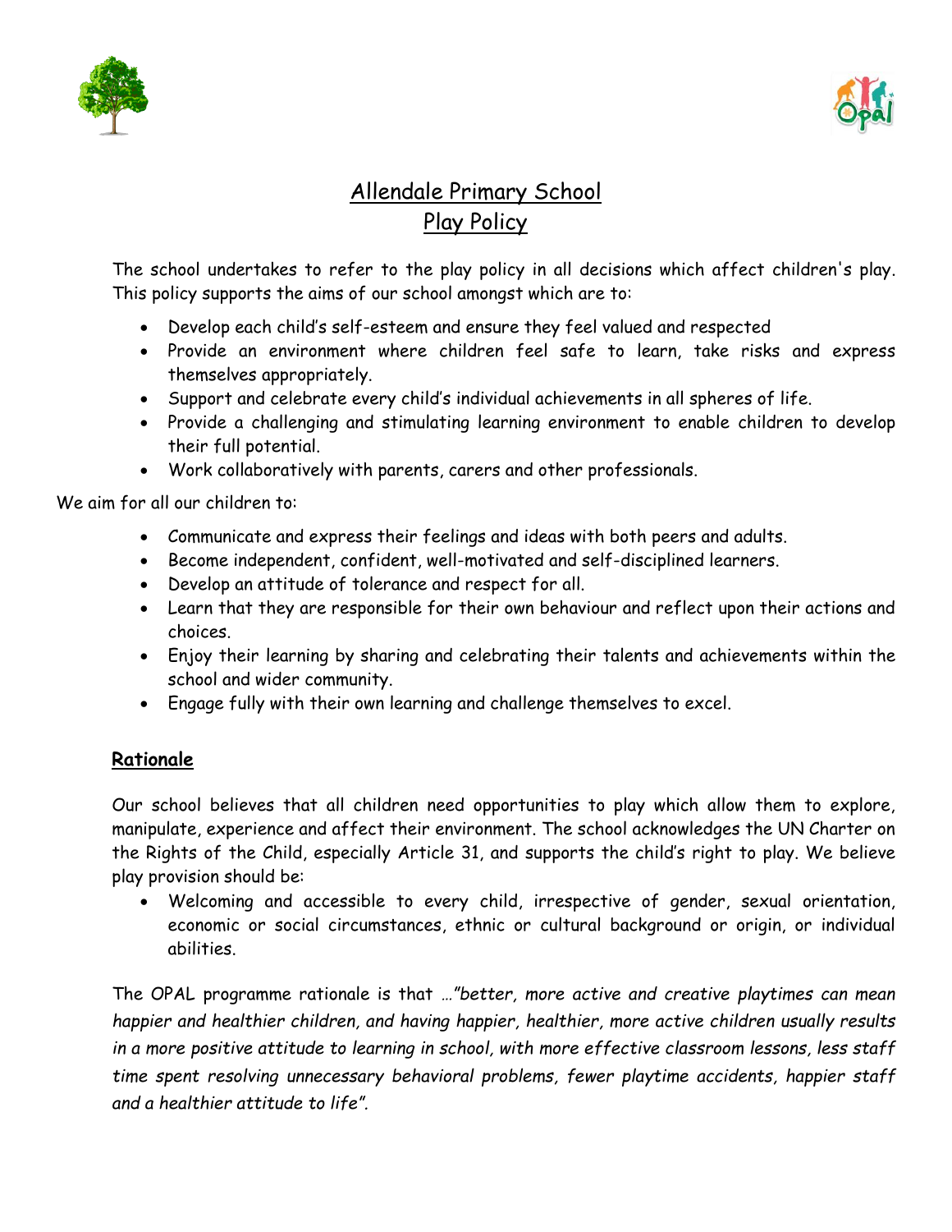# Allendale Primary School
## Play Policy

The school undertakes to refer to the play policy in all decisions which affect children's play. This policy supports the aims of our school amongst which are to:

- Develop each child's self-esteem and ensure they feel valued and respected
- Provide an environment where children feel safe to learn, take risks and express themselves appropriately.
- Support and celebrate every child's individual achievements in all spheres of life.
- Provide a challenging and stimulating learning environment to enable children to develop their full potential.
- Work collaboratively with parents, carers and other professionals.

We aim for all our children to:

- Communicate and express their feelings and ideas with both peers and adults.
- Become independent, confident, well-motivated and self-disciplined learners.
- Develop an attitude of tolerance and respect for all.
- Learn that they are responsible for their own behaviour and reflect upon their actions and choices.
- Enjoy their learning by sharing and celebrating their talents and achievements within the school and wider community.
- Engage fully with their own learning and challenge themselves to excel.

### Rationale

Our school believes that all children need opportunities to play which allow them to explore, manipulate, experience and affect their environment. The school acknowledges the UN Charter on the Rights of the Child, especially Article 31, and supports the child's right to play. We believe play provision should be:

- Welcoming and accessible to every child, irrespective of gender, sexual orientation, economic or social circumstances, ethnic or cultural background or origin, or individual abilities.

The OPAL programme rationale is that …*"better, more active and creative playtimes can mean happier and healthier children, and having happier, healthier, more active children usually results in a more positive attitude to learning in school, with more effective classroom lessons, less staff time spent resolving unnecessary behavioral problems, fewer playtime accidents, happier staff and a healthier attitude to life".*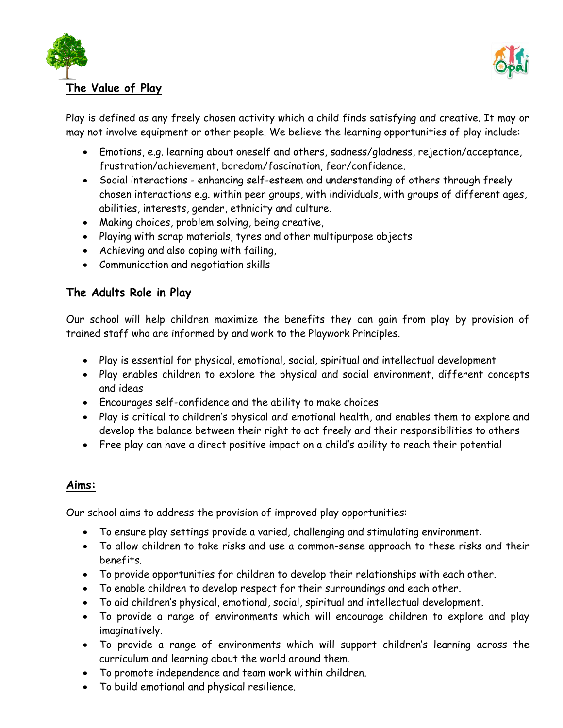## The Value of Play

Play is defined as any freely chosen activity which a child finds satisfying and creative. It may or may not involve equipment or other people. We believe the learning opportunities of play include:

- Emotions, e.g. learning about oneself and others, sadness/gladness, rejection/acceptance, frustration/achievement, boredom/fascination, fear/confidence.
- Social interactions - enhancing self-esteem and understanding of others through freely chosen interactions e.g. within peer groups, with individuals, with groups of different ages, abilities, interests, gender, ethnicity and culture.
- Making choices, problem solving, being creative,
- Playing with scrap materials, tyres and other multipurpose objects
- Achieving and also coping with failing,
- Communication and negotiation skills

## The Adults Role in Play

Our school will help children maximize the benefits they can gain from play by provision of trained staff who are informed by and work to the Playwork Principles.

- Play is essential for physical, emotional, social, spiritual and intellectual development
- Play enables children to explore the physical and social environment, different concepts and ideas
- Encourages self-confidence and the ability to make choices
- Play is critical to children's physical and emotional health, and enables them to explore and develop the balance between their right to act freely and their responsibilities to others
- Free play can have a direct positive impact on a child's ability to reach their potential

## Aims:

Our school aims to address the provision of improved play opportunities:

- To ensure play settings provide a varied, challenging and stimulating environment.
- To allow children to take risks and use a common-sense approach to these risks and their benefits.
- To provide opportunities for children to develop their relationships with each other.
- To enable children to develop respect for their surroundings and each other.
- To aid children's physical, emotional, social, spiritual and intellectual development.
- To provide a range of environments which will encourage children to explore and play imaginatively.
- To provide a range of environments which will support children's learning across the curriculum and learning about the world around them.
- To promote independence and team work within children.
- To build emotional and physical resilience.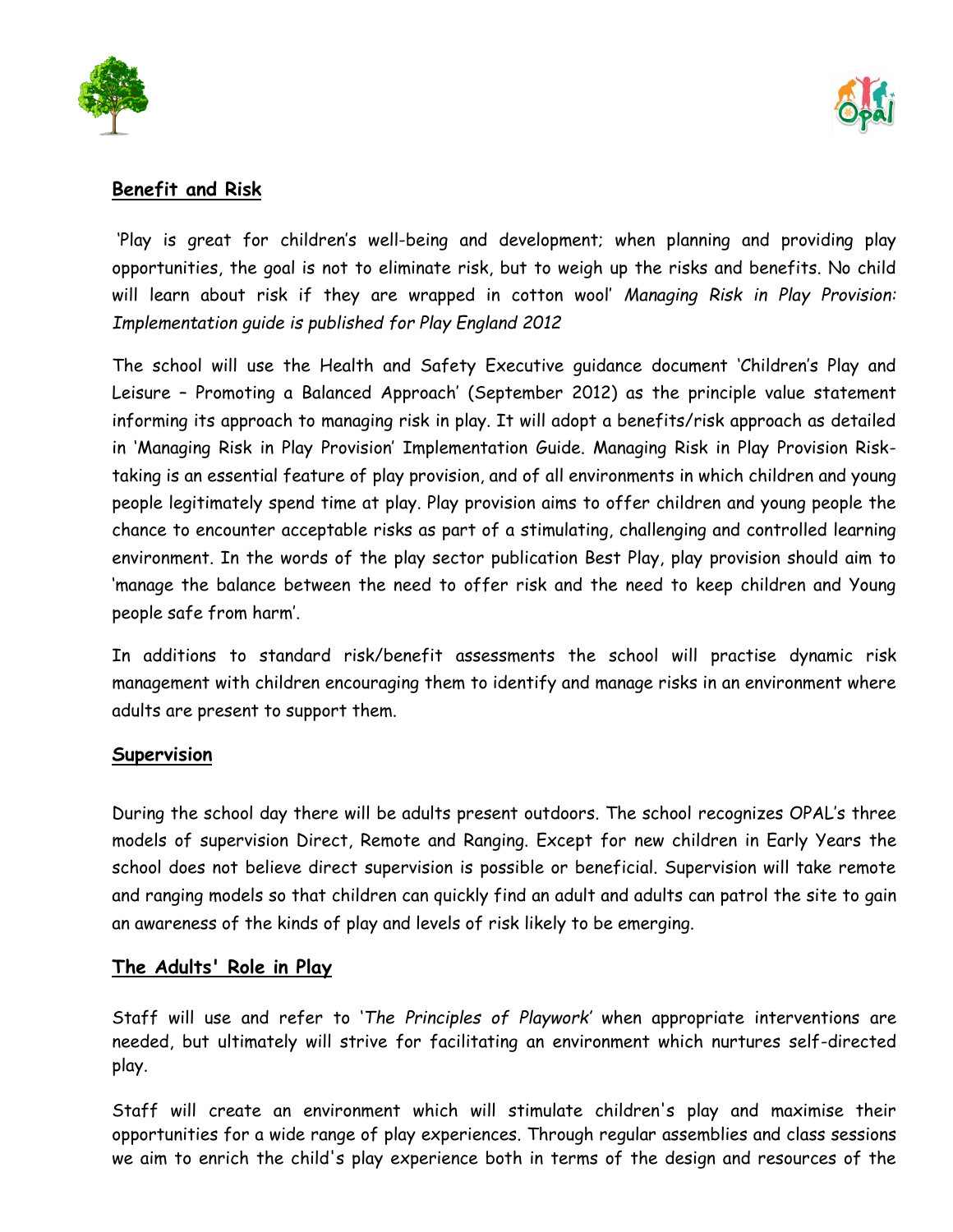## Benefit and Risk

'Play is great for children's well-being and development; when planning and providing play opportunities, the goal is not to eliminate risk, but to weigh up the risks and benefits. No child will learn about risk if they are wrapped in cotton wool' *Managing Risk in Play Provision: Implementation guide is published for Play England 2012*

The school will use the Health and Safety Executive guidance document 'Children's Play and Leisure – Promoting a Balanced Approach' (September 2012) as the principle value statement informing its approach to managing risk in play. It will adopt a benefits/risk approach as detailed in 'Managing Risk in Play Provision' Implementation Guide. Managing Risk in Play Provision Risk-taking is an essential feature of play provision, and of all environments in which children and young people legitimately spend time at play. Play provision aims to offer children and young people the chance to encounter acceptable risks as part of a stimulating, challenging and controlled learning environment. In the words of the play sector publication Best Play, play provision should aim to 'manage the balance between the need to offer risk and the need to keep children and Young people safe from harm'.

In additions to standard risk/benefit assessments the school will practise dynamic risk management with children encouraging them to identify and manage risks in an environment where adults are present to support them.

## Supervision

During the school day there will be adults present outdoors. The school recognizes OPAL's three models of supervision Direct, Remote and Ranging. Except for new children in Early Years the school does not believe direct supervision is possible or beneficial. Supervision will take remote and ranging models so that children can quickly find an adult and adults can patrol the site to gain an awareness of the kinds of play and levels of risk likely to be emerging.

## The Adults' Role in Play

Staff will use and refer to '*The Principles of Playwork*' when appropriate interventions are needed, but ultimately will strive for facilitating an environment which nurtures self-directed play.

Staff will create an environment which will stimulate children's play and maximise their opportunities for a wide range of play experiences. Through regular assemblies and class sessions we aim to enrich the child's play experience both in terms of the design and resources of the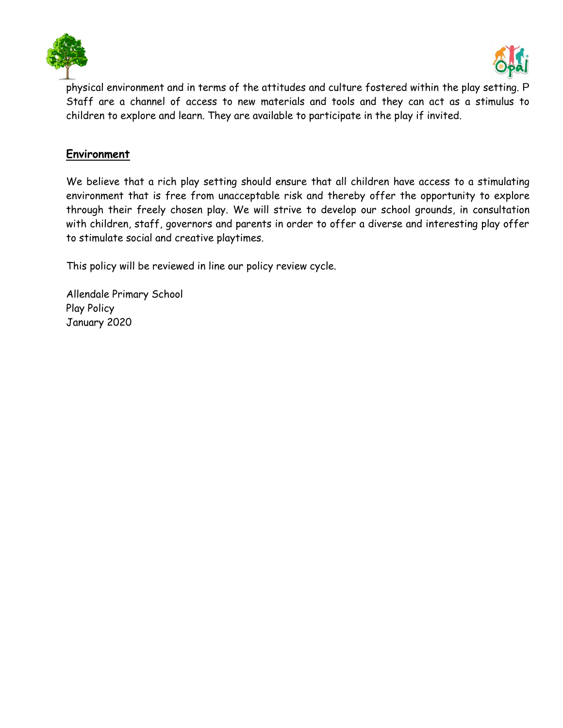physical environment and in terms of the attitudes and culture fostered within the play setting. P Staff are a channel of access to new materials and tools and they can act as a stimulus to children to explore and learn. They are available to participate in the play if invited.

## **Environment**

We believe that a rich play setting should ensure that all children have access to a stimulating environment that is free from unacceptable risk and thereby offer the opportunity to explore through their freely chosen play. We will strive to develop our school grounds, in consultation with children, staff, governors and parents in order to offer a diverse and interesting play offer to stimulate social and creative playtimes.

This policy will be reviewed in line our policy review cycle.

Allendale Primary School  
Play Policy  
January 2020